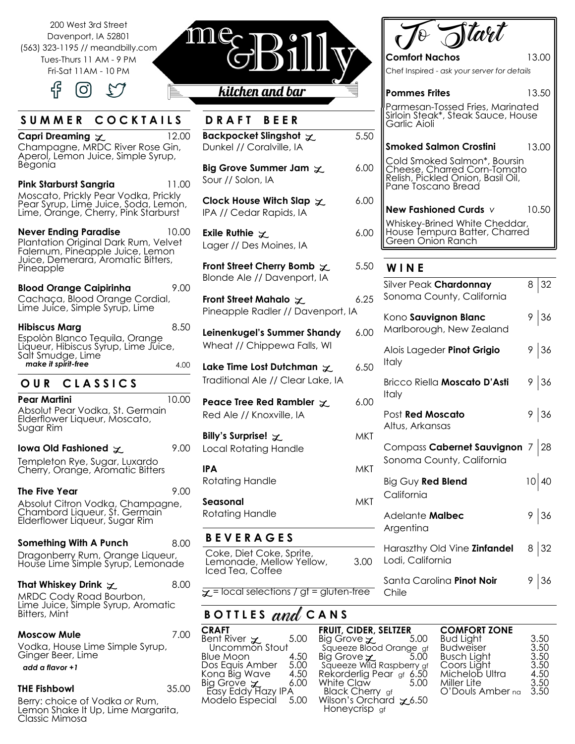200 West 3rd Street
Davenport, IA 52801
(563) 323-1195 // meandbilly.com
Tues-Thurs 11 AM - 9 PM
Fri-Sat 11AM - 10 PM

# me&Billy

*kitchen and bar*

## SUMMER COCKTAILS

**Capri Dreaming** ⌀ — 12.00
Champagne, MRDC River Rose Gin, Aperol, Lemon Juice, Simple Syrup, Begonia

**Pink Starburst Sangria** — 11.00
Moscato, Prickly Pear Vodka, Prickly Pear Syrup, Lime Juice, Soda, Lemon, Lime, Orange, Cherry, Pink Starburst

**Never Ending Paradise** — 10.00
Plantation Original Dark Rum, Velvet Falernum, Pineapple Juice, Lemon Juice, Demerara, Aromatic Bitters, Pineapple

**Blood Orange Caipirinha** — 9.00
Cachaça, Blood Orange Cordial, Lime Juice, Simple Syrup, Lime

**Hibiscus Marg** — 8.50
Espolòn Blanco Tequila, Orange Liqueur, Hibiscus Syrup, Lime Juice, Salt Smudge, Lime
*make it spirit-free* — 4.00

## OUR CLASSICS

**Pear Martini** — 10.00
Absolut Pear Vodka, St. Germain Elderflower Liqueur, Moscato, Sugar Rim

**Iowa Old Fashioned** ⌀ — 9.00
Templeton Rye, Sugar, Luxardo Cherry, Orange, Aromatic Bitters

**The Five Year** — 9.00
Absolut Citron Vodka, Champagne, Chambord Liqueur, St. Germain Elderflower Liqueur, Sugar Rim

**Something With A Punch** — 8.00
Dragonberry Rum, Orange Liqueur, House Lime Simple Syrup, Lemonade

**That Whiskey Drink** ⌀ — 8.00
MRDC Cody Road Bourbon, Lime Juice, Simple Syrup, Aromatic Bitters, Mint

**Moscow Mule** — 7.00
Vodka, House Lime Simple Syrup, Ginger Beer, Lime
*add a flavor +1*

**THE Fishbowl** — 35.00
Berry: choice of Vodka or Rum, Lemon Shake It Up, Lime Margarita, Classic Mimosa

## DRAFT BEER

**Backpocket Slingshot** ⌀ — 5.50
Dunkel // Coralville, IA

**Big Grove Summer Jam** ⌀ — 6.00
Sour // Solon, IA

**Clock House Witch Slap** ⌀ — 6.00
IPA // Cedar Rapids, IA

**Exile Ruthie** ⌀ — 6.00
Lager // Des Moines, IA

**Front Street Cherry Bomb** ⌀ — 5.50
Blonde Ale // Davenport, IA

**Front Street Mahalo** ⌀ — 6.25
Pineapple Radler // Davenport, IA

**Leinenkugel's Summer Shandy** — 6.00
Wheat // Chippewa Falls, WI

**Lake Time Lost Dutchman** ⌀ — 6.50
Traditional Ale // Clear Lake, IA

**Peace Tree Red Rambler** ⌀ — 6.00
Red Ale // Knoxville, IA

**Billy's Surprise!** ⌀ — MKT
Local Rotating Handle

**IPA** — MKT
Rotating Handle

**Seasonal** — MKT
Rotating Handle

## BEVERAGES

Coke, Diet Coke, Sprite, Lemonade, Mellow Yellow, Iced Tea, Coffee — 3.00

⌀ = local selections / gf = gluten-free

## BOTTLES and CANS

| CRAFT | | FRUIT, CIDER, SELTZER | | COMFORT ZONE | |
|---|---|---|---|---|---|
| Bent River ⌀ Uncommon Stout | 5.00 | Big Grove ⌀ Squeeze Blood Orange gf | 5.00 | Bud Light | 3.50 |
| Blue Moon | 4.50 | Big Grove ⌀ Squeeze Wild Raspberry gf | 5.00 | Budweiser | 3.50 |
| Dos Equis Amber | 5.00 | Rekorderlig Pear gf | 6.50 | Busch Light | 3.50 |
| Kona Big Wave | 4.50 | White Claw Black Cherry gf | 5.00 | Coors Light | 3.50 |
| Big Grove ⌀ Easy Eddy Hazy IPA | 6.00 | Wilson's Orchard ⌀ Honeycrisp gf | 6.50 | Michelob Ultra | 4.50 |
| Modelo Especial | 5.00 | | | Miller Lite | 3.50 |
| | | | | O'Douls Amber na | 3.50 |

## To Start

**Comfort Nachos** — 13.00
Chef Inspired - *ask your server for details*

**Pommes Frites** — 13.50
Parmesan-Tossed Fries, Marinated Sirloin Steak*, Steak Sauce, House Garlic Aioli

**Smoked Salmon Crostini** — 13.00
Cold Smoked Salmon*, Boursin Cheese, Charred Corn-Tomato Relish, Pickled Onion, Basil Oil, Pane Toscano Bread

**New Fashioned Curds** v — 10.50
Whiskey-Brined White Cheddar, House Tempura Batter, Charred Green Onion Ranch

## WINE

| | Glass | Bottle |
|---|---|---|
| Silver Peak **Chardonnay** Sonoma County, California | 8 | 32 |
| Kono **Sauvignon Blanc** Marlborough, New Zealand | 9 | 36 |
| Alois Lageder **Pinot Grigio** Italy | 9 | 36 |
| Bricco Riella **Moscato D'Asti** Italy | 9 | 36 |
| Post **Red Moscato** Altus, Arkansas | 9 | 36 |
| Compass **Cabernet Sauvignon** Sonoma County, California | 7 | 28 |
| Big Guy **Red Blend** California | 10 | 40 |
| Adelante **Malbec** Argentina | 9 | 36 |
| Haraszthy Old Vine **Zinfandel** Lodi, California | 8 | 32 |
| Santa Carolina **Pinot Noir** Chile | 9 | 36 |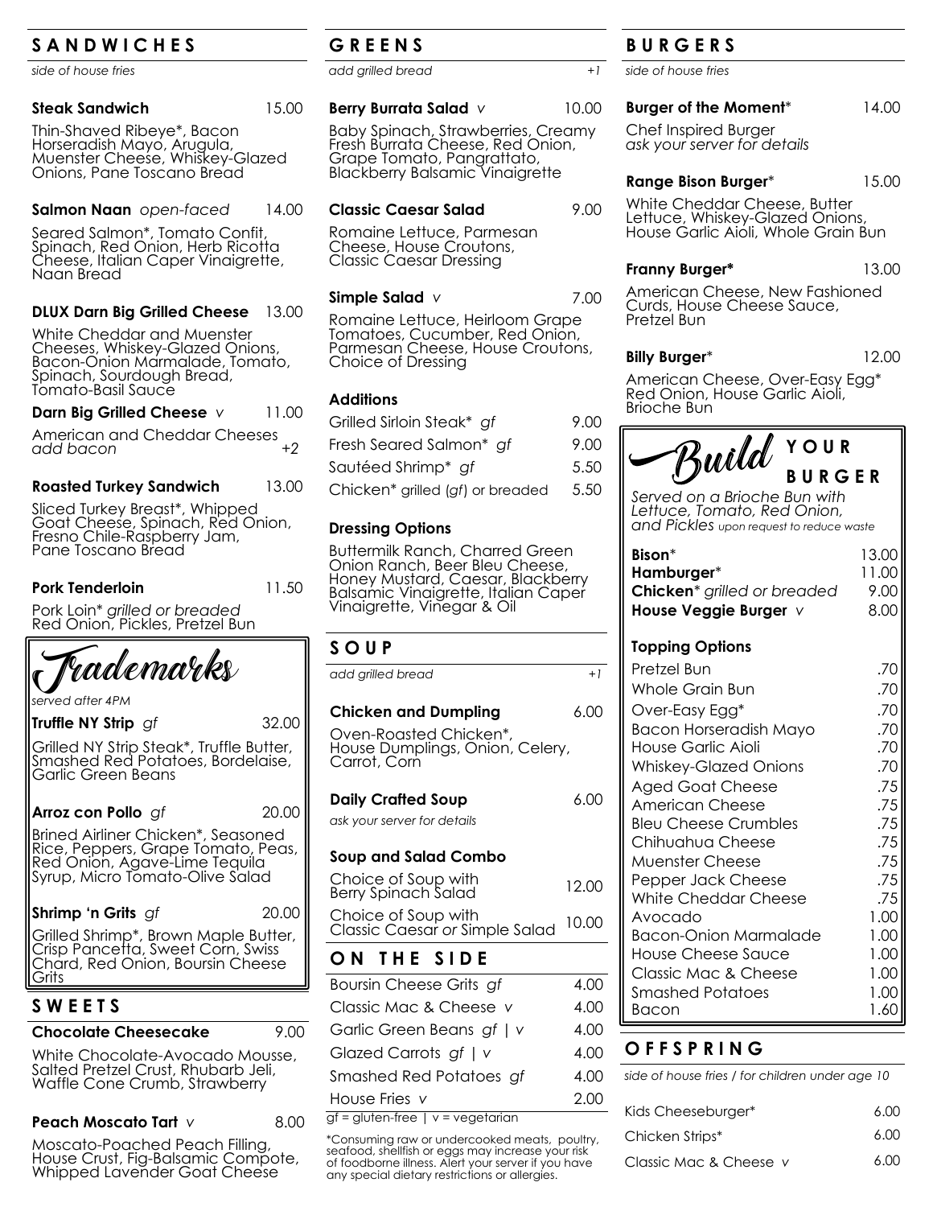## SANDWICHES

*side of house fries*

**Steak Sandwich** 15.00

Thin-Shaved Ribeye*, Bacon Horseradish Mayo, Arugula, Muenster Cheese, Whiskey-Glazed Onions, Pane Toscano Bread

**Salmon Naan** *open-faced* 14.00

Seared Salmon*, Tomato Confit, Spinach, Red Onion, Herb Ricotta Cheese, Italian Caper Vinaigrette, Naan Bread

**DLUX Darn Big Grilled Cheese** 13.00

White Cheddar and Muenster Cheeses, Whiskey-Glazed Onions, Bacon-Onion Marmalade, Tomato, Spinach, Sourdough Bread, Tomato-Basil Sauce

**Darn Big Grilled Cheese** *v* 11.00

American and Cheddar Cheeses
*add bacon* +2

**Roasted Turkey Sandwich** 13.00

Sliced Turkey Breast*, Whipped Goat Cheese, Spinach, Red Onion, Fresno Chile-Raspberry Jam, Pane Toscano Bread

**Pork Tenderloin** 11.50

Pork Loin* *grilled or breaded*
Red Onion, Pickles, Pretzel Bun

## Trademarks

*served after 4PM*

**Truffle NY Strip** *gf* 32.00

Grilled NY Strip Steak*, Truffle Butter, Smashed Red Potatoes, Bordelaise, Garlic Green Beans

**Arroz con Pollo** *gf* 20.00

Brined Airliner Chicken*, Seasoned Rice, Peppers, Grape Tomato, Peas, Red Onion, Agave-Lime Tequila Syrup, Micro Tomato-Olive Salad

**Shrimp 'n Grits** *gf* 20.00

Grilled Shrimp*, Brown Maple Butter, Crisp Pancetta, Sweet Corn, Swiss Chard, Red Onion, Boursin Cheese Grits

## SWEETS

**Chocolate Cheesecake** 9.00

White Chocolate-Avocado Mousse, Salted Pretzel Crust, Rhubarb Jeli, Waffle Cone Crumb, Strawberry

**Peach Moscato Tart** *v* 8.00

Moscato-Poached Peach Filling, House Crust, Fig-Balsamic Compote, Whipped Lavender Goat Cheese

## GREENS

*add grilled bread* +1

**Berry Burrata Salad** *v* 10.00

Baby Spinach, Strawberries, Creamy Fresh Burrata Cheese, Red Onion, Grape Tomato, Pangrattato, Blackberry Balsamic Vinaigrette

**Classic Caesar Salad** 9.00

Romaine Lettuce, Parmesan Cheese, House Croutons, Classic Caesar Dressing

**Simple Salad** *v* 7.00

Romaine Lettuce, Heirloom Grape Tomatoes, Cucumber, Red Onion, Parmesan Cheese, House Croutons, Choice of Dressing

### Additions

| | |
|---|---|
| Grilled Sirloin Steak* *gf* | 9.00 |
| Fresh Seared Salmon* *gf* | 9.00 |
| Sautéed Shrimp* *gf* | 5.50 |
| Chicken* grilled (*gf*) or breaded | 5.50 |

### Dressing Options

Buttermilk Ranch, Charred Green Onion Ranch, Beer Bleu Cheese, Honey Mustard, Caesar, Blackberry Balsamic Vinaigrette, Italian Caper Vinaigrette, Vinegar & Oil

## SOUP

*add grilled bread* +1

**Chicken and Dumpling** 6.00

Oven-Roasted Chicken*, House Dumplings, Onion, Celery, Carrot, Corn

**Daily Crafted Soup** 6.00

*ask your server for details*

### Soup and Salad Combo

| | |
|---|---|
| Choice of Soup with Berry Spinach Salad | 12.00 |
| Choice of Soup with Classic Caesar *or* Simple Salad | 10.00 |

## ON THE SIDE

| | |
|---|---|
| Boursin Cheese Grits *gf* | 4.00 |
| Classic Mac & Cheese *v* | 4.00 |
| Garlic Green Beans *gf* \| *v* | 4.00 |
| Glazed Carrots *gf* \| *v* | 4.00 |
| Smashed Red Potatoes *gf* | 4.00 |
| House Fries *v* | 2.00 |

gf = gluten-free | v = vegetarian

*Consuming raw or undercooked meats, poultry, seafood, shellfish or eggs may increase your risk of foodborne illness. Alert your server if you have any special dietary restrictions or allergies.

## BURGERS

*side of house fries*

**Burger of the Moment*** 14.00

Chef Inspired Burger
*ask your server for details*

**Range Bison Burger*** 15.00

White Cheddar Cheese, Butter Lettuce, Whiskey-Glazed Onions, House Garlic Aioli, Whole Grain Bun

**Franny Burger*** 13.00

American Cheese, New Fashioned Curds, House Cheese Sauce, Pretzel Bun

**Billy Burger*** 12.00

American Cheese, Over-Easy Egg* Red Onion, House Garlic Aioli, Brioche Bun

## Build YOUR BURGER

*Served on a Brioche Bun with Lettuce, Tomato, Red Onion, and Pickles upon request to reduce waste*

| | |
|---|---|
| **Bison*** | 13.00 |
| **Hamburger*** | 11.00 |
| **Chicken*** *grilled or breaded* | 9.00 |
| **House Veggie Burger** *v* | 8.00 |

### Topping Options

| | |
|---|---|
| Pretzel Bun | .70 |
| Whole Grain Bun | .70 |
| Over-Easy Egg* | .70 |
| Bacon Horseradish Mayo | .70 |
| House Garlic Aioli | .70 |
| Whiskey-Glazed Onions | .70 |
| Aged Goat Cheese | .75 |
| American Cheese | .75 |
| Bleu Cheese Crumbles | .75 |
| Chihuahua Cheese | .75 |
| Muenster Cheese | .75 |
| Pepper Jack Cheese | .75 |
| White Cheddar Cheese | .75 |
| Avocado | 1.00 |
| Bacon-Onion Marmalade | 1.00 |
| House Cheese Sauce | 1.00 |
| Classic Mac & Cheese | 1.00 |
| Smashed Potatoes | 1.00 |
| Bacon | 1.60 |

## OFFSPRING

*side of house fries / for children under age 10*

| | |
|---|---|
| Kids Cheeseburger* | 6.00 |
| Chicken Strips* | 6.00 |
| Classic Mac & Cheese *v* | 6.00 |